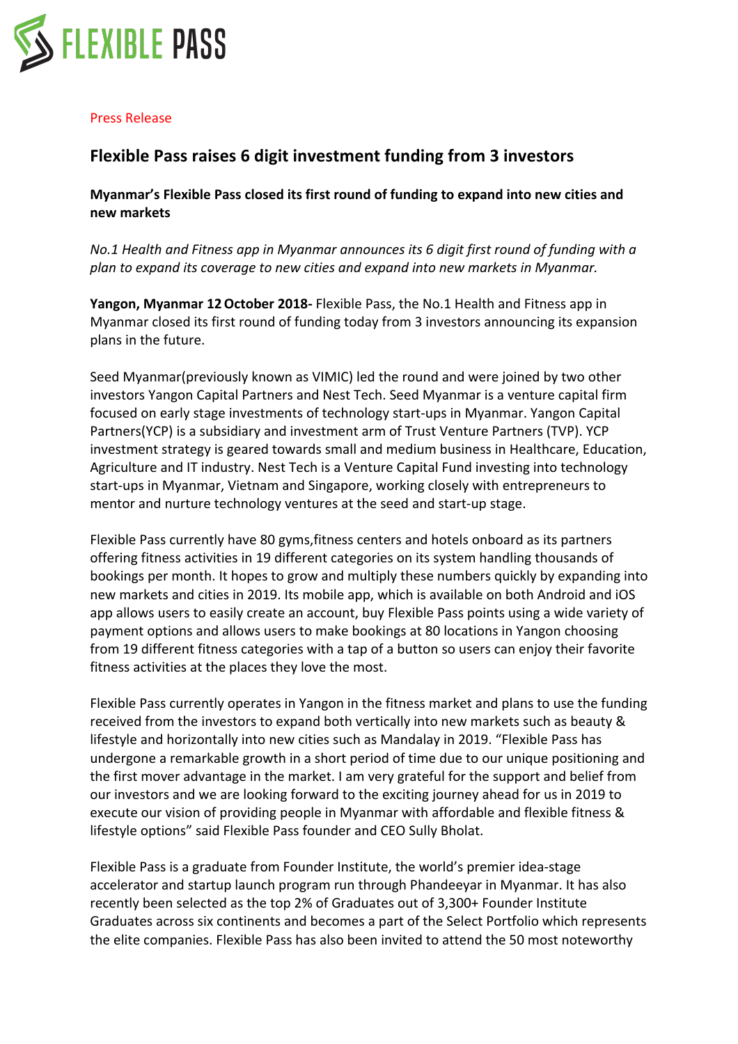FLEXIBLE PASS

Press Release

## Flexible Pass raises 6 digit investment funding from 3 investors

**Myanmar's Flexible Pass closed its first round of funding to expand into new cities and new markets**

*No.1 Health and Fitness app in Myanmar announces its 6 digit first round of funding with a plan to expand its coverage to new cities and expand into new markets in Myanmar.*

**Yangon, Myanmar 12 October 2018-** Flexible Pass, the No.1 Health and Fitness app in Myanmar closed its first round of funding today from 3 investors announcing its expansion plans in the future.

Seed Myanmar(previously known as VIMIC) led the round and were joined by two other investors Yangon Capital Partners and Nest Tech. Seed Myanmar is a venture capital firm focused on early stage investments of technology start-ups in Myanmar. Yangon Capital Partners(YCP) is a subsidiary and investment arm of Trust Venture Partners (TVP). YCP investment strategy is geared towards small and medium business in Healthcare, Education, Agriculture and IT industry. Nest Tech is a Venture Capital Fund investing into technology start-ups in Myanmar, Vietnam and Singapore, working closely with entrepreneurs to mentor and nurture technology ventures at the seed and start-up stage.

Flexible Pass currently have 80 gyms,fitness centers and hotels onboard as its partners offering fitness activities in 19 different categories on its system handling thousands of bookings per month. It hopes to grow and multiply these numbers quickly by expanding into new markets and cities in 2019. Its mobile app, which is available on both Android and iOS app allows users to easily create an account, buy Flexible Pass points using a wide variety of payment options and allows users to make bookings at 80 locations in Yangon choosing from 19 different fitness categories with a tap of a button so users can enjoy their favorite fitness activities at the places they love the most.

Flexible Pass currently operates in Yangon in the fitness market and plans to use the funding received from the investors to expand both vertically into new markets such as beauty & lifestyle and horizontally into new cities such as Mandalay in 2019. "Flexible Pass has undergone a remarkable growth in a short period of time due to our unique positioning and the first mover advantage in the market. I am very grateful for the support and belief from our investors and we are looking forward to the exciting journey ahead for us in 2019 to execute our vision of providing people in Myanmar with affordable and flexible fitness & lifestyle options" said Flexible Pass founder and CEO Sully Bholat.

Flexible Pass is a graduate from Founder Institute, the world's premier idea-stage accelerator and startup launch program run through Phandeeyar in Myanmar. It has also recently been selected as the top 2% of Graduates out of 3,300+ Founder Institute Graduates across six continents and becomes a part of the Select Portfolio which represents the elite companies. Flexible Pass has also been invited to attend the 50 most noteworthy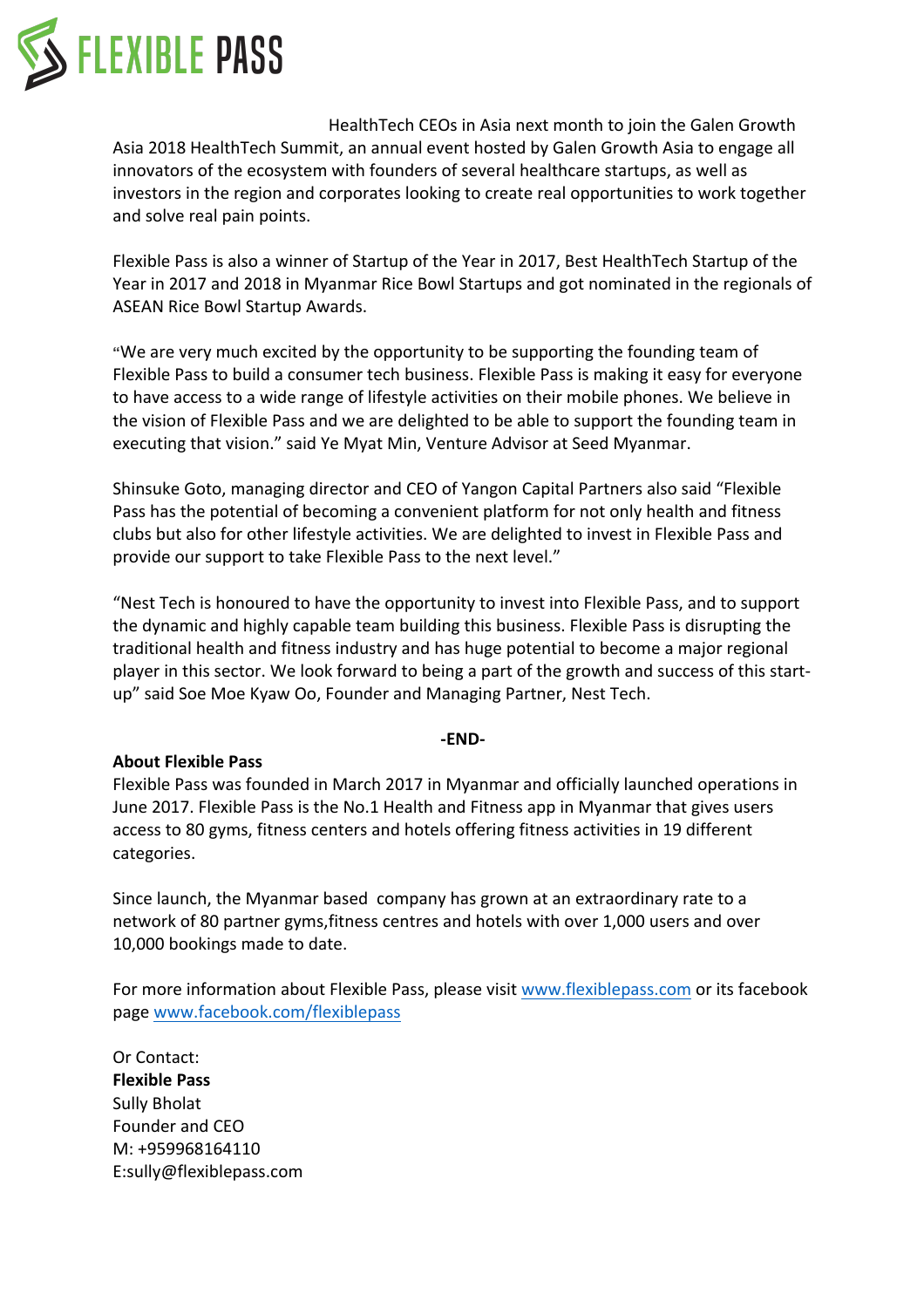HealthTech CEOs in Asia next month to join the Galen Growth Asia 2018 HealthTech Summit, an annual event hosted by Galen Growth Asia to engage all innovators of the ecosystem with founders of several healthcare startups, as well as investors in the region and corporates looking to create real opportunities to work together and solve real pain points.

Flexible Pass is also a winner of Startup of the Year in 2017, Best HealthTech Startup of the Year in 2017 and 2018 in Myanmar Rice Bowl Startups and got nominated in the regionals of ASEAN Rice Bowl Startup Awards.

"We are very much excited by the opportunity to be supporting the founding team of Flexible Pass to build a consumer tech business. Flexible Pass is making it easy for everyone to have access to a wide range of lifestyle activities on their mobile phones. We believe in the vision of Flexible Pass and we are delighted to be able to support the founding team in executing that vision." said Ye Myat Min, Venture Advisor at Seed Myanmar.

Shinsuke Goto, managing director and CEO of Yangon Capital Partners also said "Flexible Pass has the potential of becoming a convenient platform for not only health and fitness clubs but also for other lifestyle activities. We are delighted to invest in Flexible Pass and provide our support to take Flexible Pass to the next level."

"Nest Tech is honoured to have the opportunity to invest into Flexible Pass, and to support the dynamic and highly capable team building this business. Flexible Pass is disrupting the traditional health and fitness industry and has huge potential to become a major regional player in this sector. We look forward to being a part of the growth and success of this start-up" said Soe Moe Kyaw Oo, Founder and Managing Partner, Nest Tech.

**-END-**

**About Flexible Pass**

Flexible Pass was founded in March 2017 in Myanmar and officially launched operations in June 2017. Flexible Pass is the No.1 Health and Fitness app in Myanmar that gives users access to 80 gyms, fitness centers and hotels offering fitness activities in 19 different categories.

Since launch, the Myanmar based company has grown at an extraordinary rate to a network of 80 partner gyms,fitness centres and hotels with over 1,000 users and over 10,000 bookings made to date.

For more information about Flexible Pass, please visit www.flexiblepass.com or its facebook page www.facebook.com/flexiblepass

Or Contact:
**Flexible Pass**
Sully Bholat
Founder and CEO
M: +959968164110
E:sully@flexiblepass.com